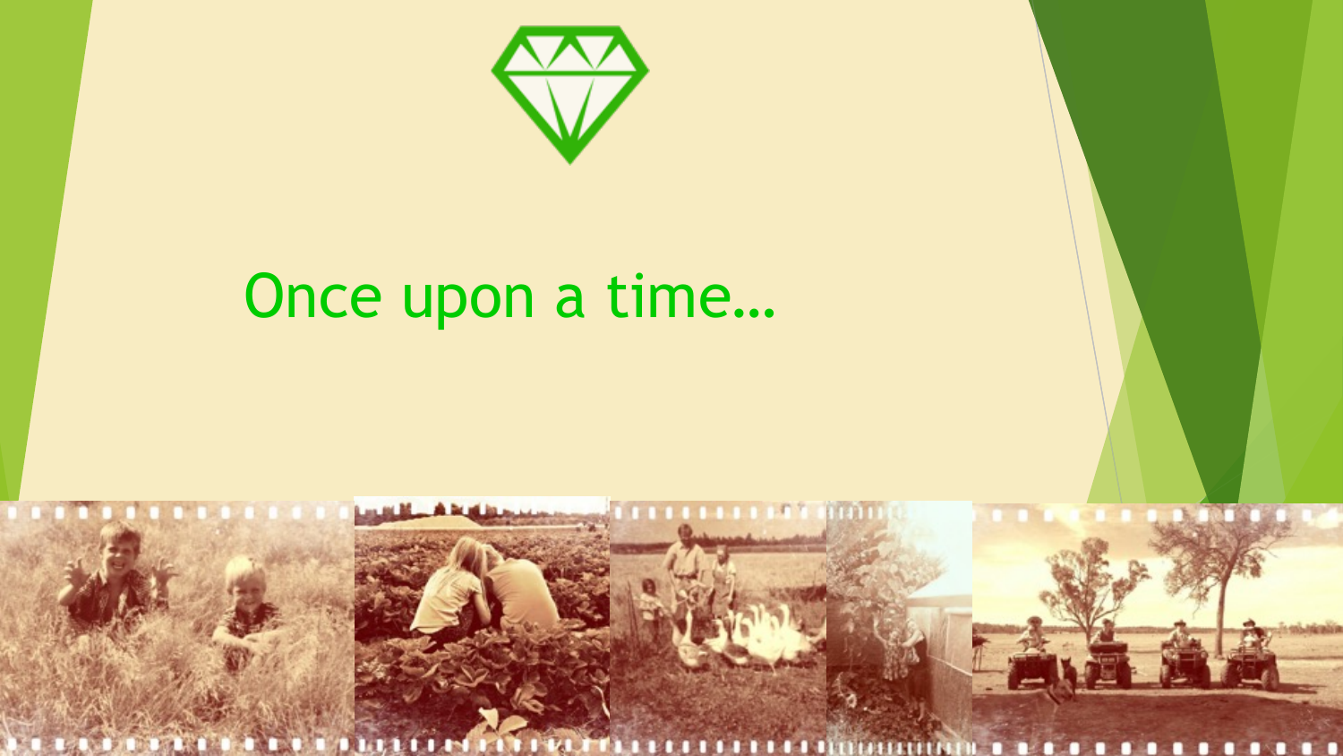# Once upon a time…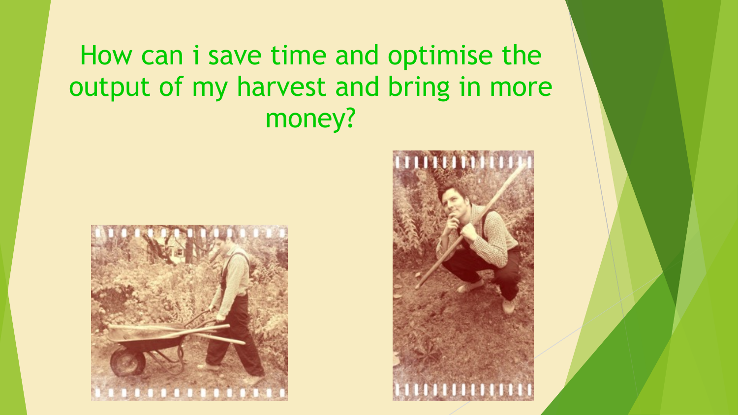# How can i save time and optimise the output of my harvest and bring in more money?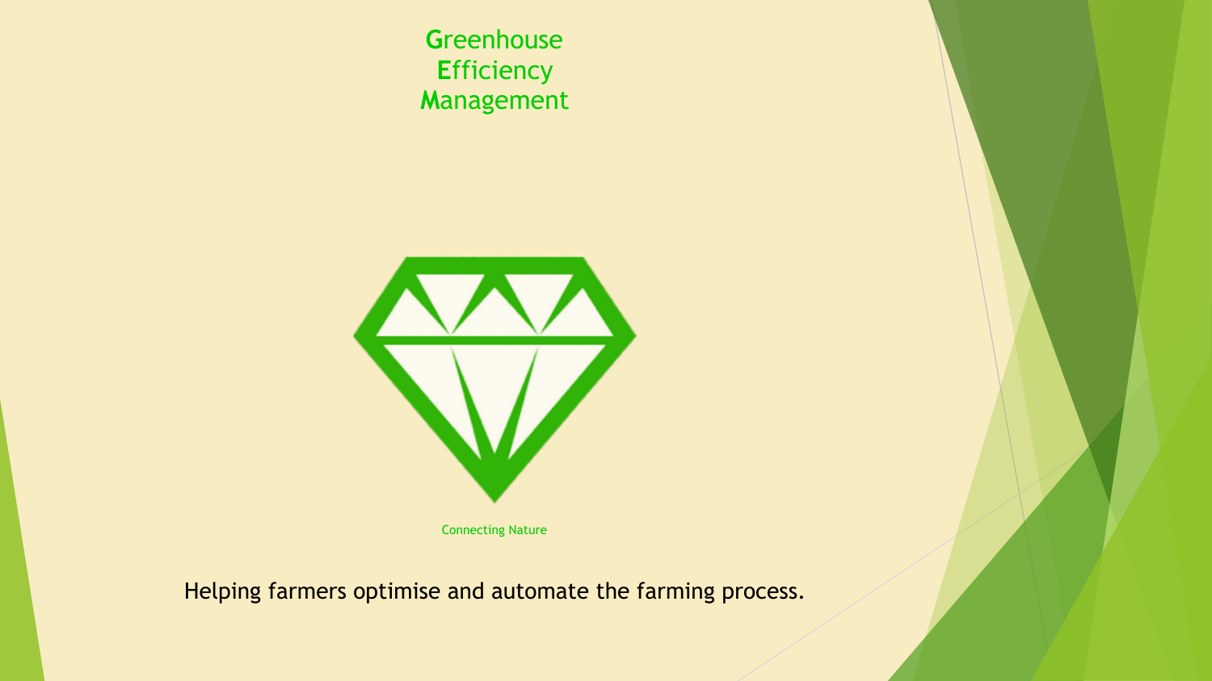# **G**reenhouse **E**fficiency **M**anagement

Connecting Nature

Helping farmers optimise and automate the farming process.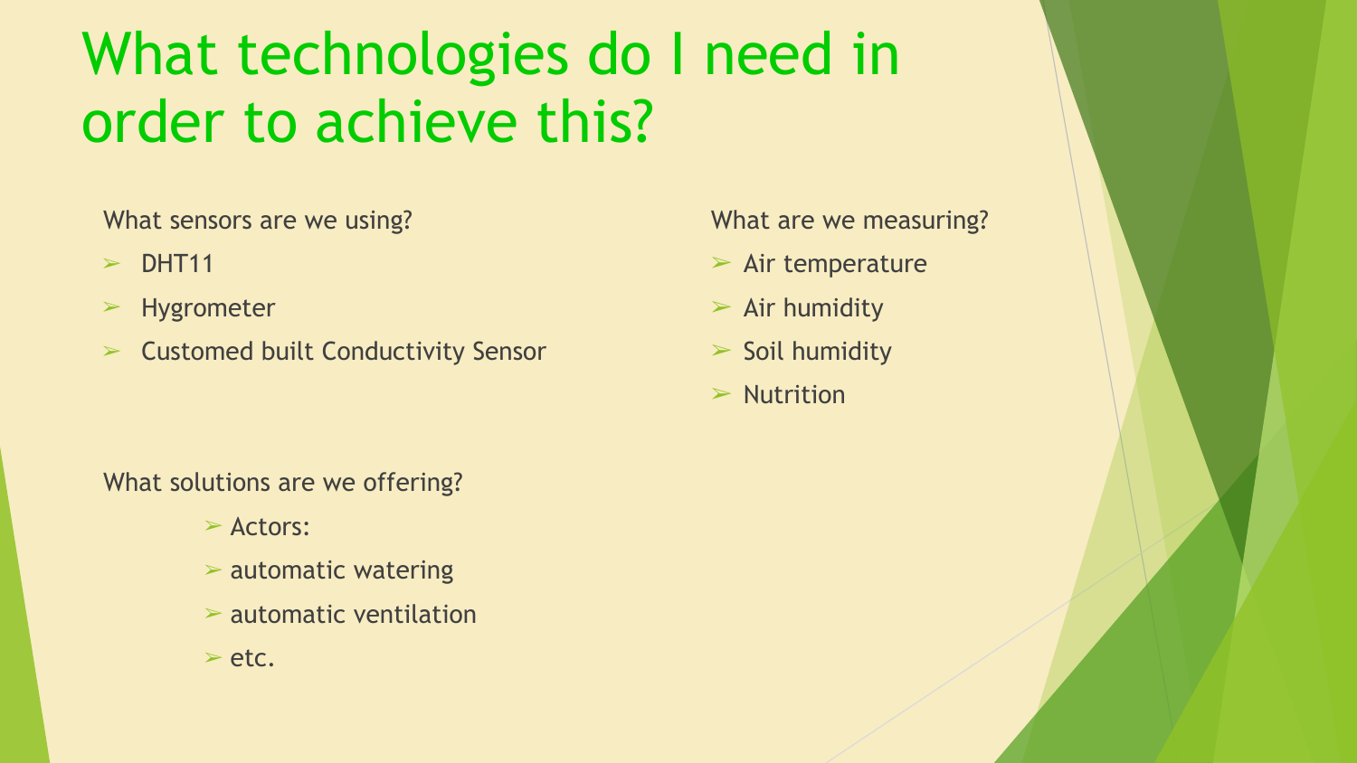# What technologies do I need in order to achieve this?

What sensors are we using?

- DHT11
- Hygrometer
- Customed built Conductivity Sensor

What are we measuring?

- Air temperature
- Air humidity
- Soil humidity
- Nutrition

What solutions are we offering?

- Actors:
- automatic watering
- automatic ventilation
- etc.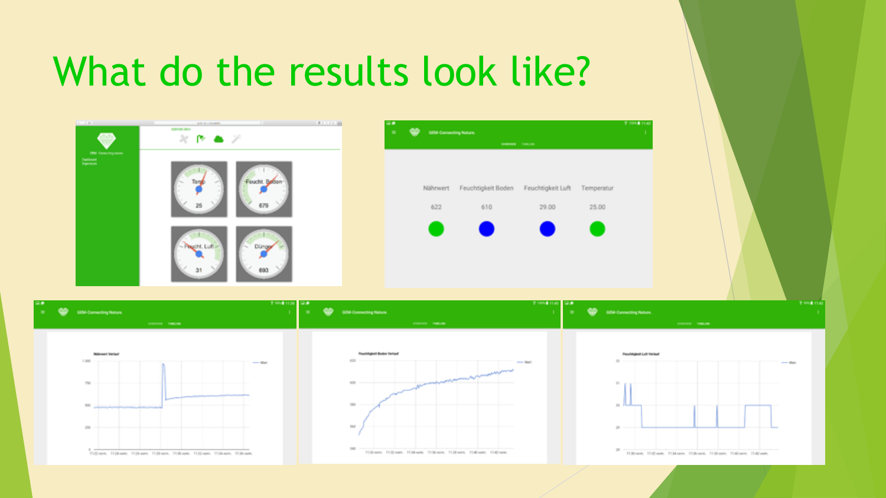# What do the results look like?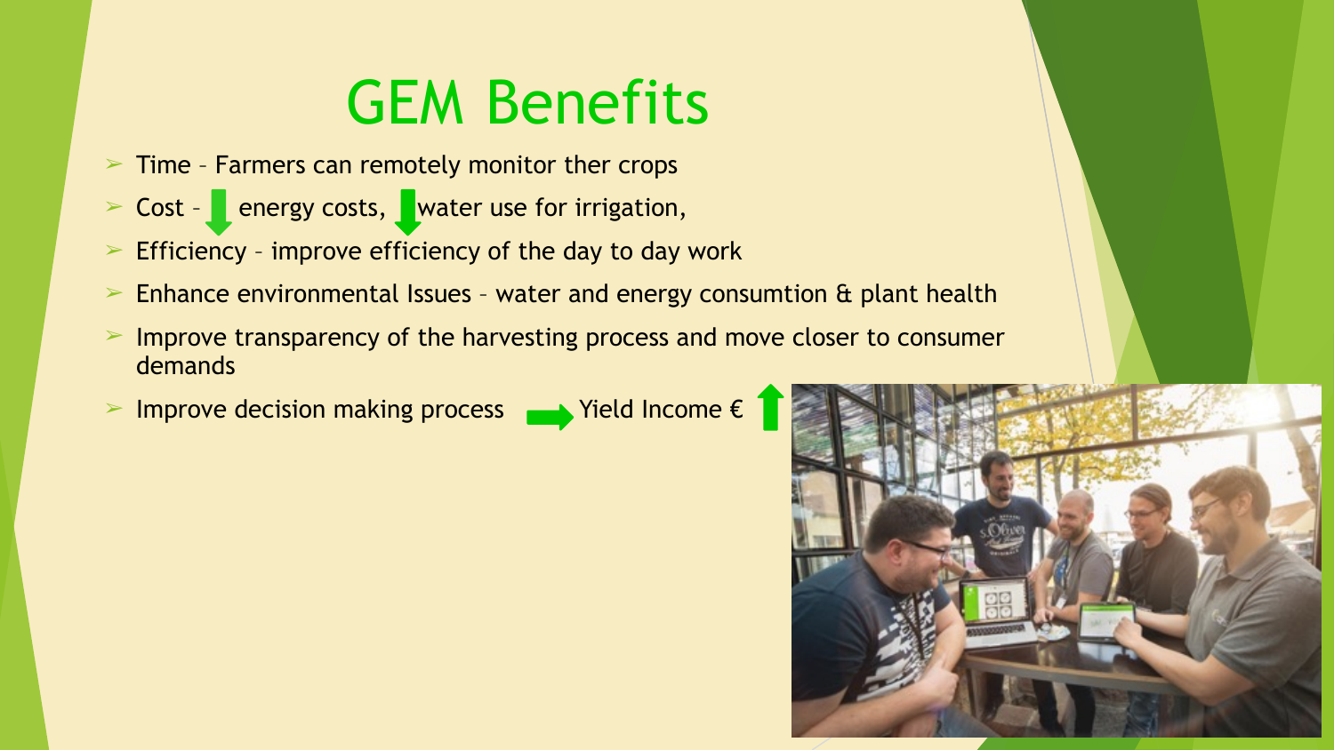# GEM Benefits

- Time – Farmers can remotely monitor ther crops
- Cost – ↓ energy costs, ↓ water use for irrigation,
- Efficiency – improve efficiency of the day to day work
- Enhance environmental Issues – water and energy consumtion & plant health
- Improve transparency of the harvesting process and move closer to consumer demands
- Improve decision making process → Yield Income € ↑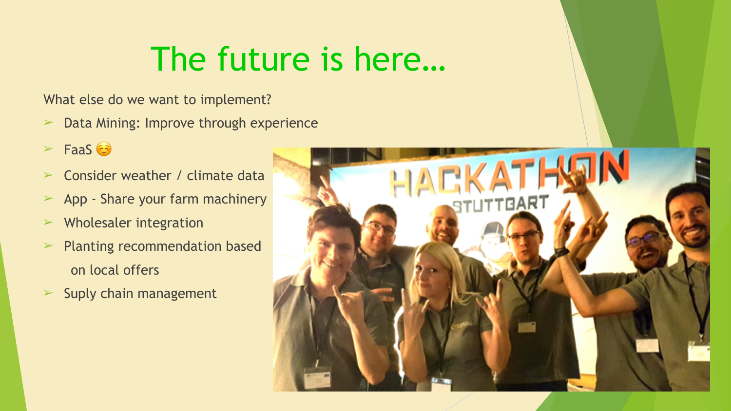# The future is here…

What else do we want to implement?

- Data Mining: Improve through experience
- FaaS ☺️
- Consider weather / climate data
- App - Share your farm machinery
- Wholesaler integration
- Planting recommendation based on local offers
- Suply chain management